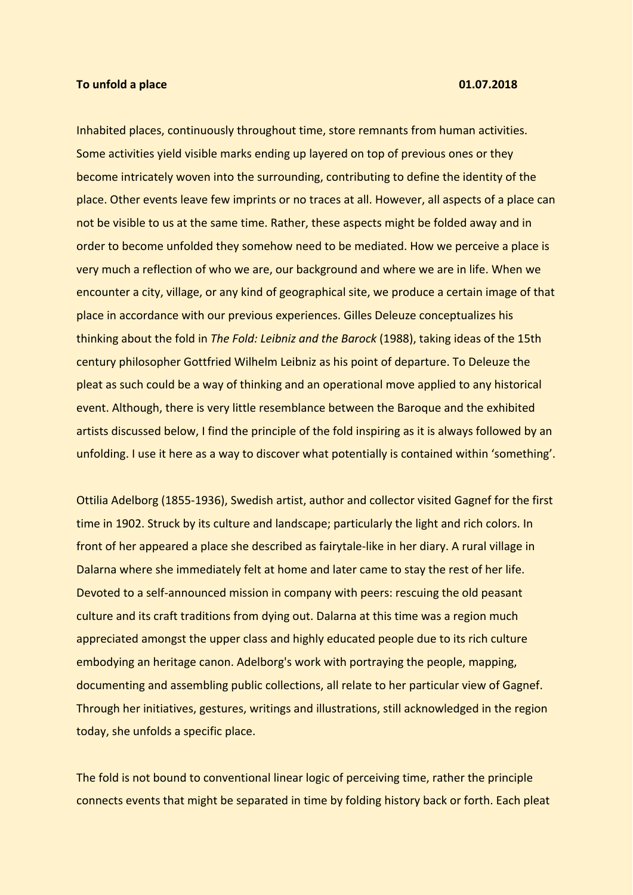**To unfold a place** **01.07.2018**

Inhabited places, continuously throughout time, store remnants from human activities. Some activities yield visible marks ending up layered on top of previous ones or they become intricately woven into the surrounding, contributing to define the identity of the place. Other events leave few imprints or no traces at all. However, all aspects of a place can not be visible to us at the same time. Rather, these aspects might be folded away and in order to become unfolded they somehow need to be mediated. How we perceive a place is very much a reflection of who we are, our background and where we are in life. When we encounter a city, village, or any kind of geographical site, we produce a certain image of that place in accordance with our previous experiences. Gilles Deleuze conceptualizes his thinking about the fold in *The Fold: Leibniz and the Barock* (1988), taking ideas of the 15th century philosopher Gottfried Wilhelm Leibniz as his point of departure. To Deleuze the pleat as such could be a way of thinking and an operational move applied to any historical event. Although, there is very little resemblance between the Baroque and the exhibited artists discussed below, I find the principle of the fold inspiring as it is always followed by an unfolding. I use it here as a way to discover what potentially is contained within 'something'.

Ottilia Adelborg (1855-1936), Swedish artist, author and collector visited Gagnef for the first time in 1902. Struck by its culture and landscape; particularly the light and rich colors. In front of her appeared a place she described as fairytale-like in her diary. A rural village in Dalarna where she immediately felt at home and later came to stay the rest of her life. Devoted to a self-announced mission in company with peers: rescuing the old peasant culture and its craft traditions from dying out. Dalarna at this time was a region much appreciated amongst the upper class and highly educated people due to its rich culture embodying an heritage canon. Adelborg's work with portraying the people, mapping, documenting and assembling public collections, all relate to her particular view of Gagnef. Through her initiatives, gestures, writings and illustrations, still acknowledged in the region today, she unfolds a specific place.

The fold is not bound to conventional linear logic of perceiving time, rather the principle connects events that might be separated in time by folding history back or forth. Each pleat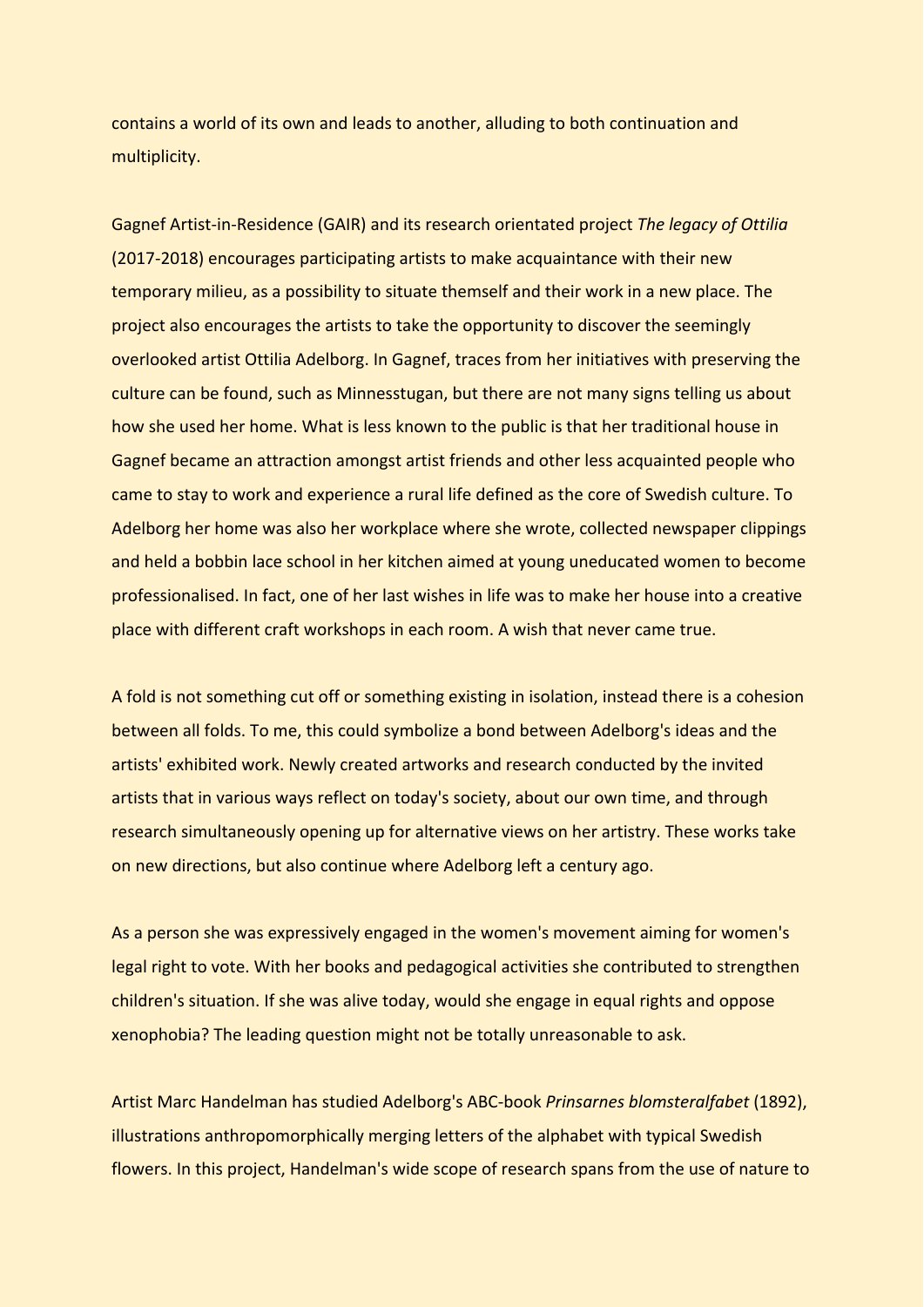contains a world of its own and leads to another, alluding to both continuation and multiplicity.

Gagnef Artist-in-Residence (GAIR) and its research orientated project *The legacy of Ottilia* (2017-2018) encourages participating artists to make acquaintance with their new temporary milieu, as a possibility to situate themself and their work in a new place. The project also encourages the artists to take the opportunity to discover the seemingly overlooked artist Ottilia Adelborg. In Gagnef, traces from her initiatives with preserving the culture can be found, such as Minnesstugan, but there are not many signs telling us about how she used her home. What is less known to the public is that her traditional house in Gagnef became an attraction amongst artist friends and other less acquainted people who came to stay to work and experience a rural life defined as the core of Swedish culture. To Adelborg her home was also her workplace where she wrote, collected newspaper clippings and held a bobbin lace school in her kitchen aimed at young uneducated women to become professionalised. In fact, one of her last wishes in life was to make her house into a creative place with different craft workshops in each room. A wish that never came true.

A fold is not something cut off or something existing in isolation, instead there is a cohesion between all folds. To me, this could symbolize a bond between Adelborg's ideas and the artists' exhibited work. Newly created artworks and research conducted by the invited artists that in various ways reflect on today's society, about our own time, and through research simultaneously opening up for alternative views on her artistry. These works take on new directions, but also continue where Adelborg left a century ago.

As a person she was expressively engaged in the women's movement aiming for women's legal right to vote. With her books and pedagogical activities she contributed to strengthen children's situation. If she was alive today, would she engage in equal rights and oppose xenophobia? The leading question might not be totally unreasonable to ask.

Artist Marc Handelman has studied Adelborg's ABC-book *Prinsarnes blomsteralfabet* (1892), illustrations anthropomorphically merging letters of the alphabet with typical Swedish flowers. In this project, Handelman's wide scope of research spans from the use of nature to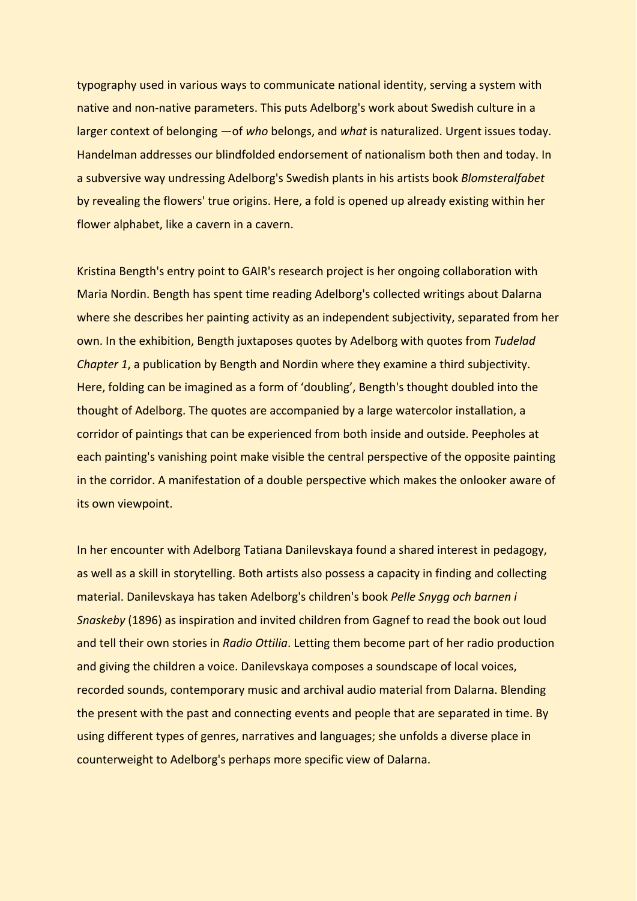typography used in various ways to communicate national identity, serving a system with native and non-native parameters. This puts Adelborg's work about Swedish culture in a larger context of belonging —of *who* belongs, and *what* is naturalized. Urgent issues today. Handelman addresses our blindfolded endorsement of nationalism both then and today. In a subversive way undressing Adelborg's Swedish plants in his artists book *Blomsteralfabet* by revealing the flowers' true origins. Here, a fold is opened up already existing within her flower alphabet, like a cavern in a cavern.

Kristina Bength's entry point to GAIR's research project is her ongoing collaboration with Maria Nordin. Bength has spent time reading Adelborg's collected writings about Dalarna where she describes her painting activity as an independent subjectivity, separated from her own. In the exhibition, Bength juxtaposes quotes by Adelborg with quotes from *Tudelad Chapter 1*, a publication by Bength and Nordin where they examine a third subjectivity. Here, folding can be imagined as a form of 'doubling', Bength's thought doubled into the thought of Adelborg. The quotes are accompanied by a large watercolor installation, a corridor of paintings that can be experienced from both inside and outside. Peepholes at each painting's vanishing point make visible the central perspective of the opposite painting in the corridor. A manifestation of a double perspective which makes the onlooker aware of its own viewpoint.

In her encounter with Adelborg Tatiana Danilevskaya found a shared interest in pedagogy, as well as a skill in storytelling. Both artists also possess a capacity in finding and collecting material. Danilevskaya has taken Adelborg's children's book *Pelle Snygg och barnen i Snaskeby* (1896) as inspiration and invited children from Gagnef to read the book out loud and tell their own stories in *Radio Ottilia*. Letting them become part of her radio production and giving the children a voice. Danilevskaya composes a soundscape of local voices, recorded sounds, contemporary music and archival audio material from Dalarna. Blending the present with the past and connecting events and people that are separated in time. By using different types of genres, narratives and languages; she unfolds a diverse place in counterweight to Adelborg's perhaps more specific view of Dalarna.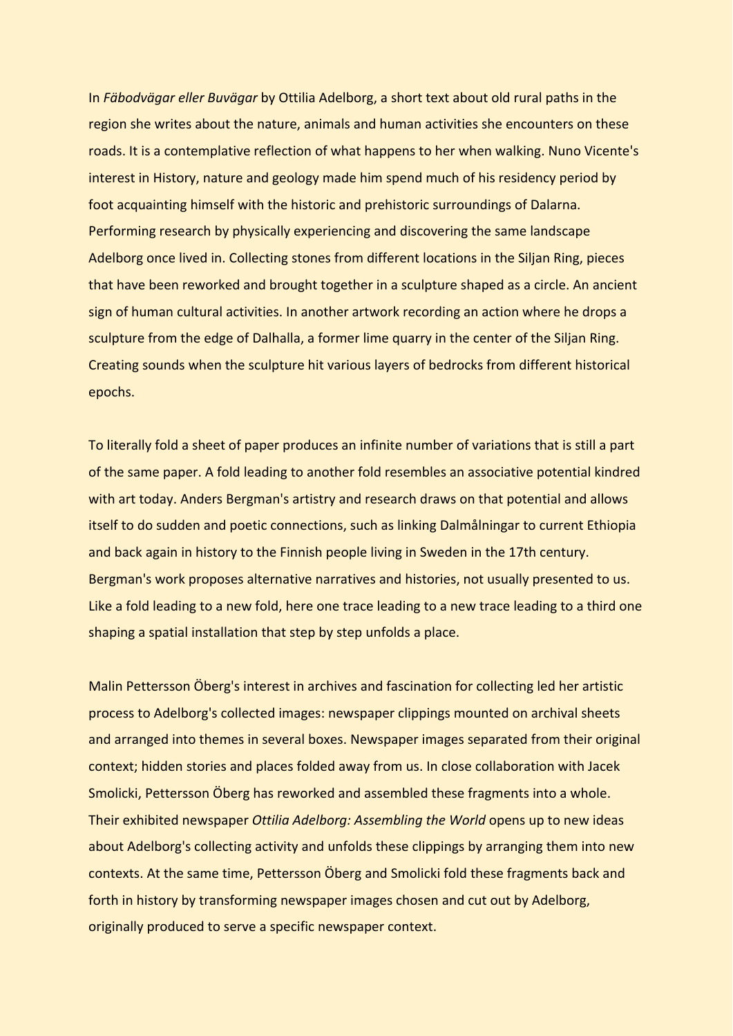In *Fäbodvägar eller Buvägar* by Ottilia Adelborg, a short text about old rural paths in the region she writes about the nature, animals and human activities she encounters on these roads. It is a contemplative reflection of what happens to her when walking. Nuno Vicente's interest in History, nature and geology made him spend much of his residency period by foot acquainting himself with the historic and prehistoric surroundings of Dalarna. Performing research by physically experiencing and discovering the same landscape Adelborg once lived in. Collecting stones from different locations in the Siljan Ring, pieces that have been reworked and brought together in a sculpture shaped as a circle. An ancient sign of human cultural activities. In another artwork recording an action where he drops a sculpture from the edge of Dalhalla, a former lime quarry in the center of the Siljan Ring. Creating sounds when the sculpture hit various layers of bedrocks from different historical epochs.

To literally fold a sheet of paper produces an infinite number of variations that is still a part of the same paper. A fold leading to another fold resembles an associative potential kindred with art today. Anders Bergman's artistry and research draws on that potential and allows itself to do sudden and poetic connections, such as linking Dalmålningar to current Ethiopia and back again in history to the Finnish people living in Sweden in the 17th century. Bergman's work proposes alternative narratives and histories, not usually presented to us. Like a fold leading to a new fold, here one trace leading to a new trace leading to a third one shaping a spatial installation that step by step unfolds a place.

Malin Pettersson Öberg's interest in archives and fascination for collecting led her artistic process to Adelborg's collected images: newspaper clippings mounted on archival sheets and arranged into themes in several boxes. Newspaper images separated from their original context; hidden stories and places folded away from us. In close collaboration with Jacek Smolicki, Pettersson Öberg has reworked and assembled these fragments into a whole. Their exhibited newspaper *Ottilia Adelborg: Assembling the World* opens up to new ideas about Adelborg's collecting activity and unfolds these clippings by arranging them into new contexts. At the same time, Pettersson Öberg and Smolicki fold these fragments back and forth in history by transforming newspaper images chosen and cut out by Adelborg, originally produced to serve a specific newspaper context.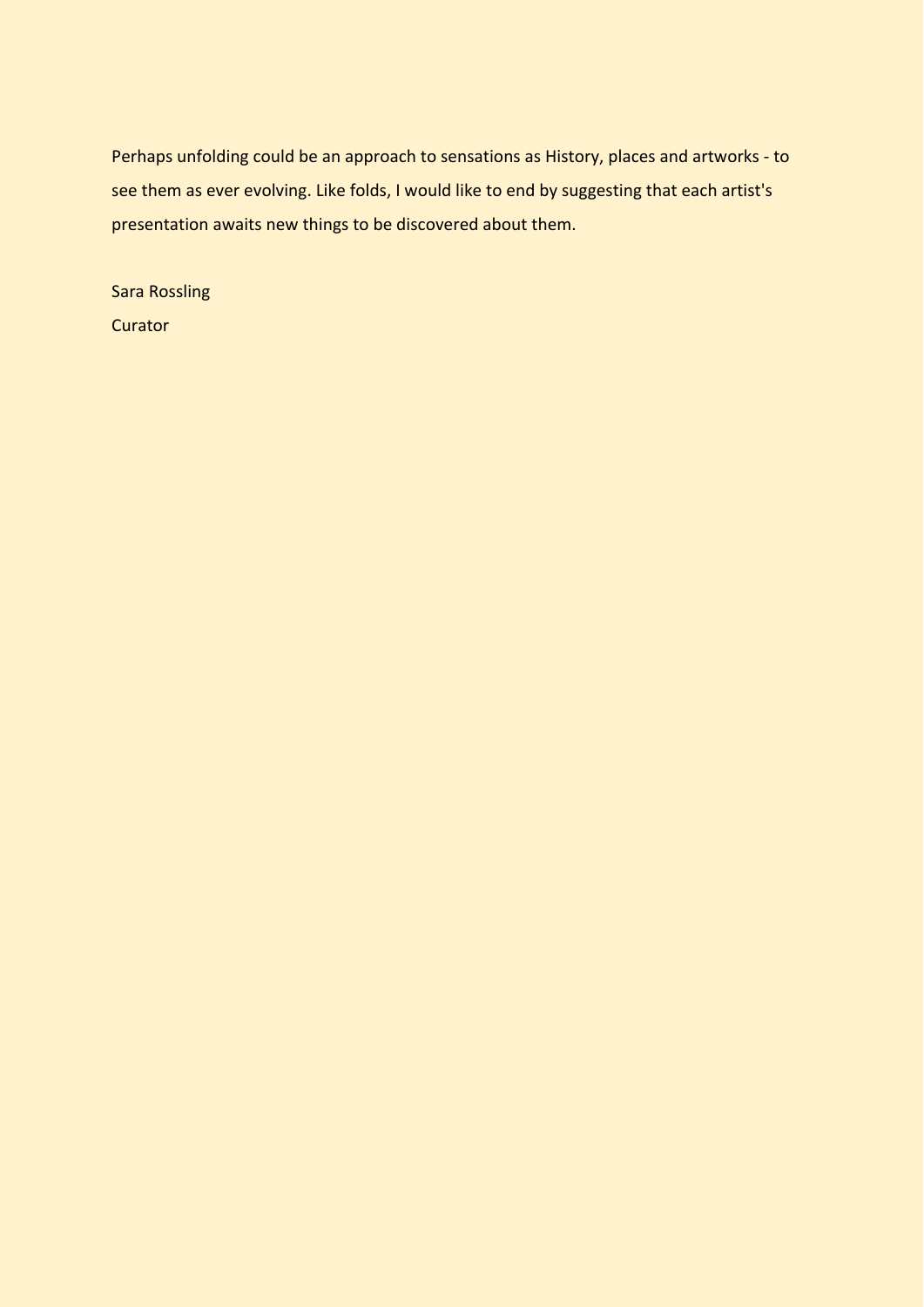Perhaps unfolding could be an approach to sensations as History, places and artworks - to see them as ever evolving. Like folds, I would like to end by suggesting that each artist's presentation awaits new things to be discovered about them.

Sara Rossling
Curator